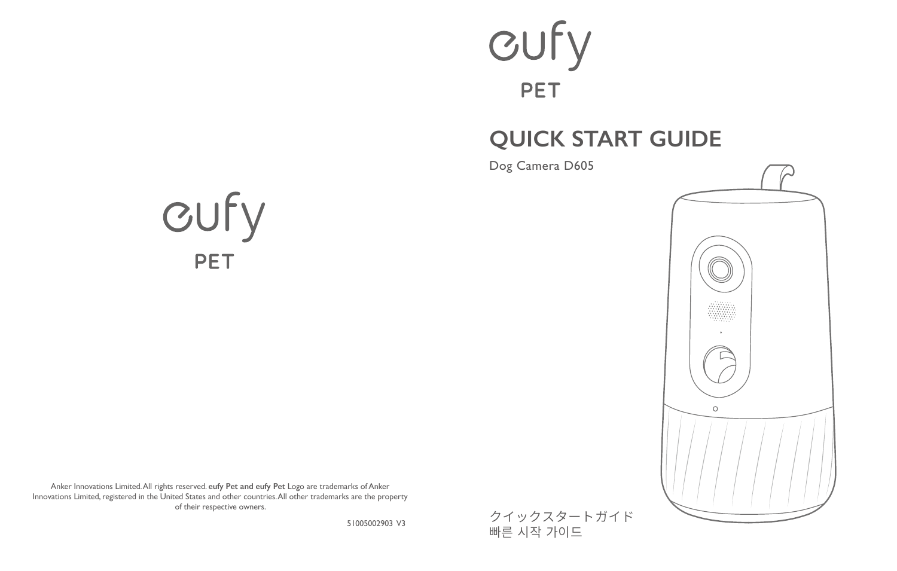eufy

PET

# QUICK START GUIDE

Dog Camera D605

クイックスタートガイド
빠른 시작 가이드

eufy

PET

Anker Innovations Limited. All rights reserved. **eufy Pet and eufy Pet** Logo are trademarks of Anker Innovations Limited, registered in the United States and other countries. All other trademarks are the property of their respective owners.

51005002903 V3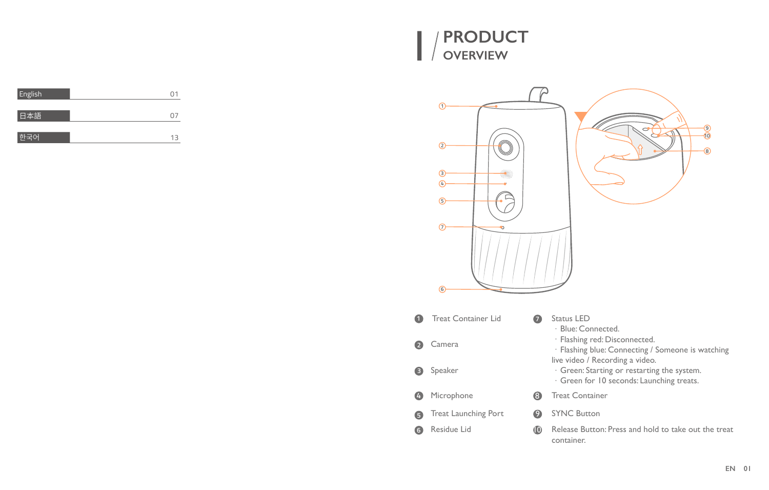| English | 01 |
|---|---|
| 日本語 | 07 |
| 한국어 | 13 |

# PRODUCT OVERVIEW

1. Treat Container Lid
2. Camera
3. Speaker
4. Microphone
5. Treat Launching Port
6. Residue Lid
7. Status LED
   - Blue: Connected.
   - Flashing red: Disconnected.
   - Flashing blue: Connecting / Someone is watching live video / Recording a video.
   - Green: Starting or restarting the system.
   - Green for 10 seconds: Launching treats.
8. Treat Container
9. SYNC Button
10. Release Button: Press and hold to take out the treat container.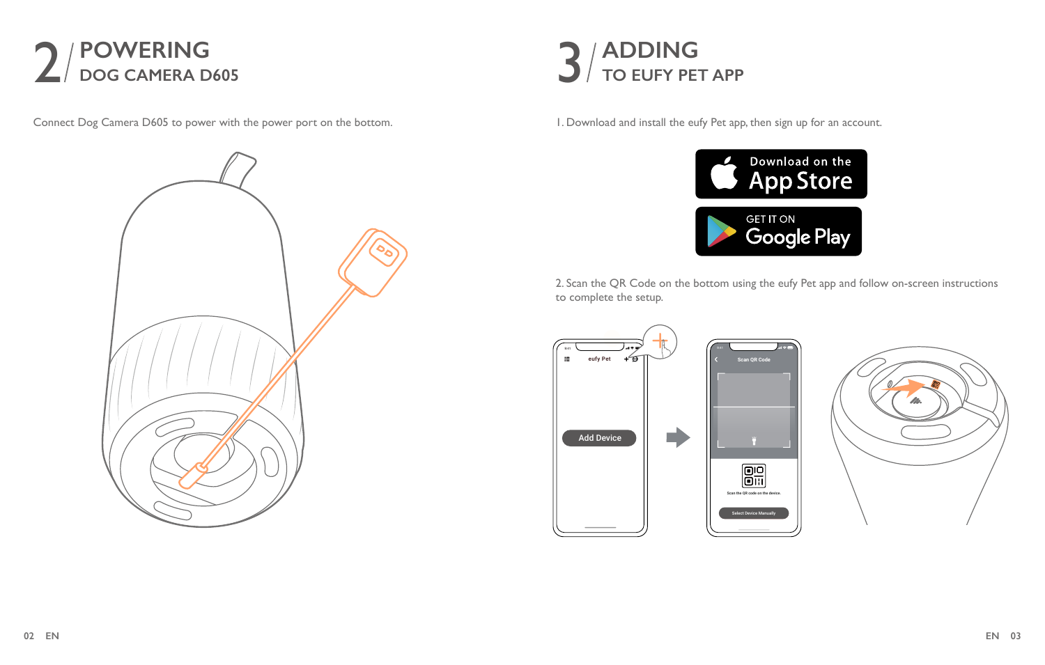## 2 / POWERING DOG CAMERA D605

Connect Dog Camera D605 to power with the power port on the bottom.

## 3 / ADDING TO EUFY PET APP

1. Download and install the eufy Pet app, then sign up for an account.

2. Scan the QR Code on the bottom using the eufy Pet app and follow on-screen instructions to complete the setup.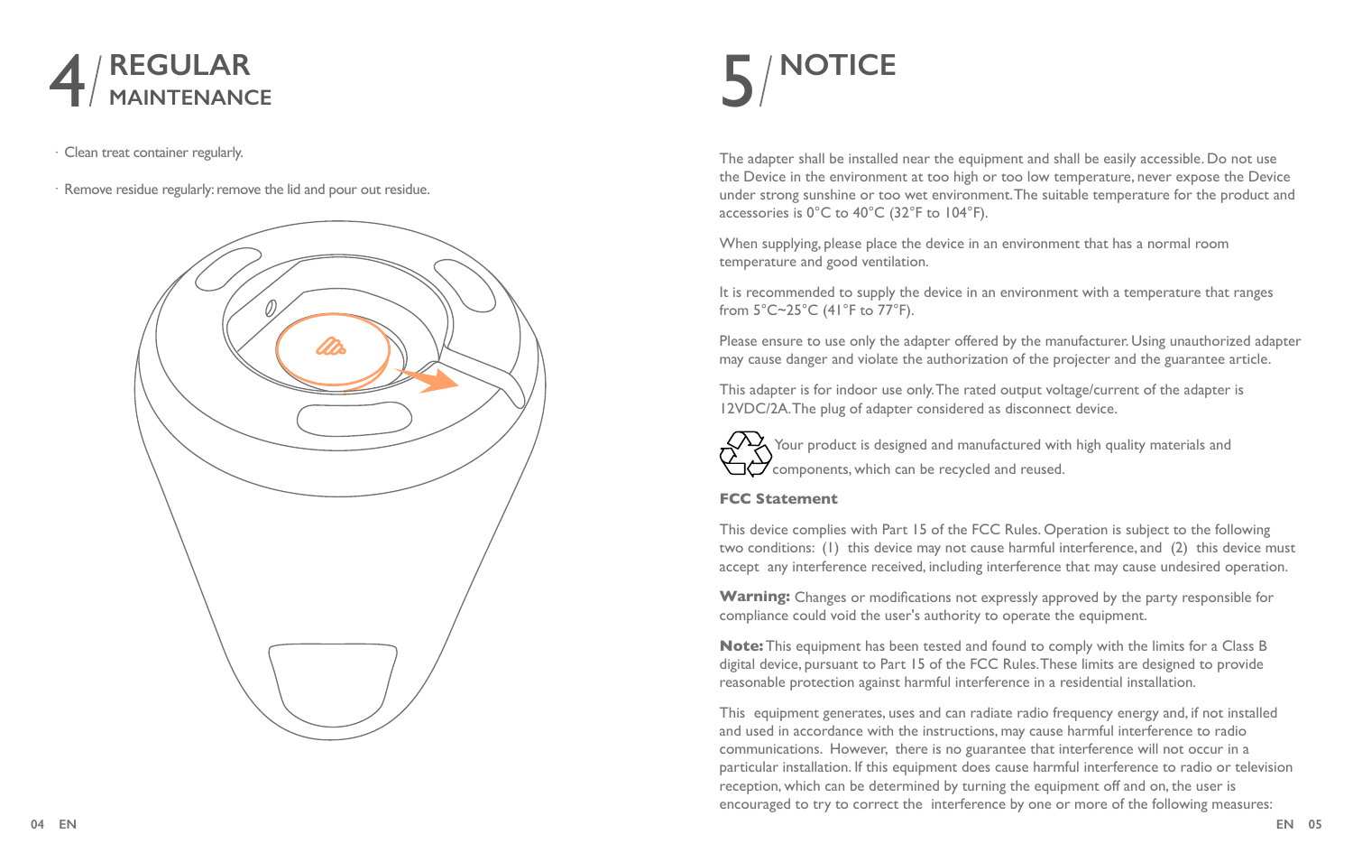# 4 / REGULAR MAINTENANCE

- Clean treat container regularly.
- Remove residue regularly: remove the lid and pour out residue.

# 5 / NOTICE

The adapter shall be installed near the equipment and shall be easily accessible. Do not use the Device in the environment at too high or too low temperature, never expose the Device under strong sunshine or too wet environment. The suitable temperature for the product and accessories is 0°C to 40°C (32°F to 104°F).

When supplying, please place the device in an environment that has a normal room temperature and good ventilation.

It is recommended to supply the device in an environment with a temperature that ranges from 5°C~25°C (41°F to 77°F).

Please ensure to use only the adapter offered by the manufacturer. Using unauthorized adapter may cause danger and violate the authorization of the projecter and the guarantee article.

This adapter is for indoor use only. The rated output voltage/current of the adapter is 12VDC/2A. The plug of adapter considered as disconnect device.

Your product is designed and manufactured with high quality materials and components, which can be recycled and reused.

**FCC Statement**

This device complies with Part 15 of the FCC Rules. Operation is subject to the following two conditions: (1) this device may not cause harmful interference, and (2) this device must accept any interference received, including interference that may cause undesired operation.

**Warning:** Changes or modifications not expressly approved by the party responsible for compliance could void the user's authority to operate the equipment.

**Note:** This equipment has been tested and found to comply with the limits for a Class B digital device, pursuant to Part 15 of the FCC Rules. These limits are designed to provide reasonable protection against harmful interference in a residential installation.

This equipment generates, uses and can radiate radio frequency energy and, if not installed and used in accordance with the instructions, may cause harmful interference to radio communications. However, there is no guarantee that interference will not occur in a particular installation. If this equipment does cause harmful interference to radio or television reception, which can be determined by turning the equipment off and on, the user is encouraged to try to correct the interference by one or more of the following measures: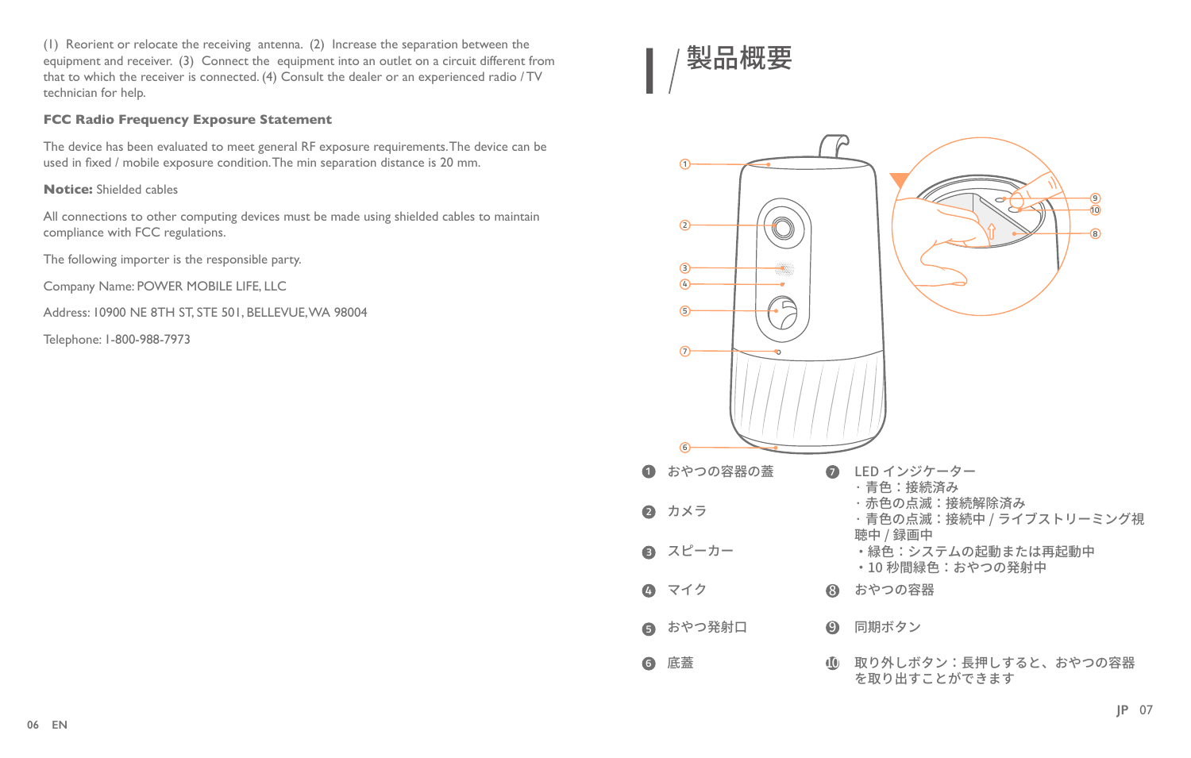(1) Reorient or relocate the receiving antenna. (2) Increase the separation between the equipment and receiver. (3) Connect the equipment into an outlet on a circuit different from that to which the receiver is connected. (4) Consult the dealer or an experienced radio / TV technician for help.

**FCC Radio Frequency Exposure Statement**

The device has been evaluated to meet general RF exposure requirements. The device can be used in fixed / mobile exposure condition. The min separation distance is 20 mm.

**Notice:** Shielded cables

All connections to other computing devices must be made using shielded cables to maintain compliance with FCC regulations.

The following importer is the responsible party.

Company Name: POWER MOBILE LIFE, LLC

Address: 10900 NE 8TH ST, STE 501, BELLEVUE, WA 98004

Telephone: 1-800-988-7973

# 製品概要

1. おやつの容器の蓋
2. カメラ
3. スピーカー
4. マイク
5. おやつ発射口
6. 底蓋
7. LED インジケーター
   - 青色：接続済み
   - 赤色の点滅：接続解除済み
   - 青色の点滅：接続中 / ライブストリーミング視聴中 / 録画中
   - 緑色：システムの起動または再起動中
   - 10 秒間緑色：おやつの発射中
8. おやつの容器
9. 同期ボタン
10. 取り外しボタン：長押しすると、おやつの容器を取り出すことができます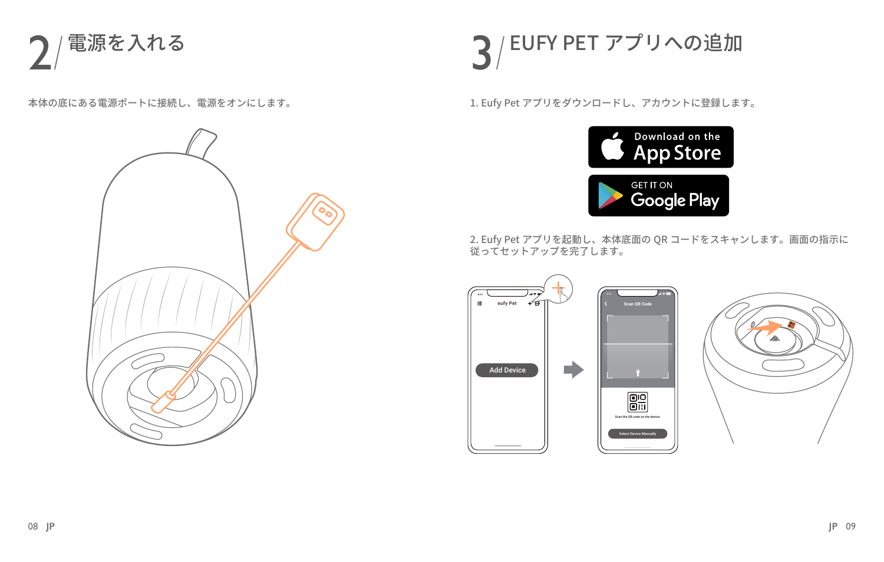## 2 / 電源を入れる

本体の底にある電源ポートに接続し、電源をオンにします。

## 3 / EUFY PET アプリへの追加

1. Eufy Pet アプリをダウンロードし、アカウントに登録します。

Download on the App Store

GET IT ON Google Play

2. Eufy Pet アプリを起動し、本体底面の QR コードをスキャンします。画面の指示に従ってセットアップを完了します。

eufy Pet

Add Device

Scan QR Code

Scan the QR code on the device.

Select Device Manually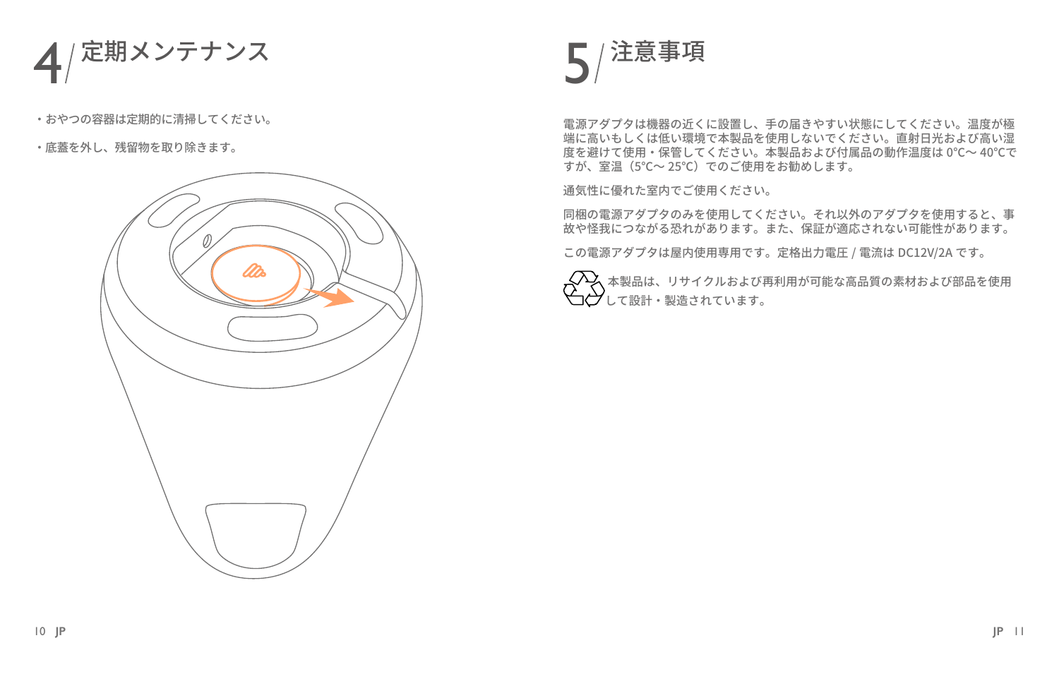# 4/ 定期メンテナンス

・おやつの容器は定期的に清掃してください。

・底蓋を外し、残留物を取り除きます。

# 5/ 注意事項

電源アダプタは機器の近くに設置し、手の届きやすい状態にしてください。温度が極端に高いもしくは低い環境で本製品を使用しないでください。直射日光および高い湿度を避けて使用・保管してください。本製品および付属品の動作温度は 0°C～ 40°Cですが、室温（5°C～ 25°C）でのご使用をお勧めします。

通気性に優れた室内でご使用ください。

同梱の電源アダプタのみを使用してください。それ以外のアダプタを使用すると、事故や怪我につながる恐れがあります。また、保証が適応されない可能性があります。

この電源アダプタは屋内使用専用です。定格出力電圧 / 電流は DC12V/2A です。

本製品は、リサイクルおよび再利用が可能な高品質の素材および部品を使用して設計・製造されています。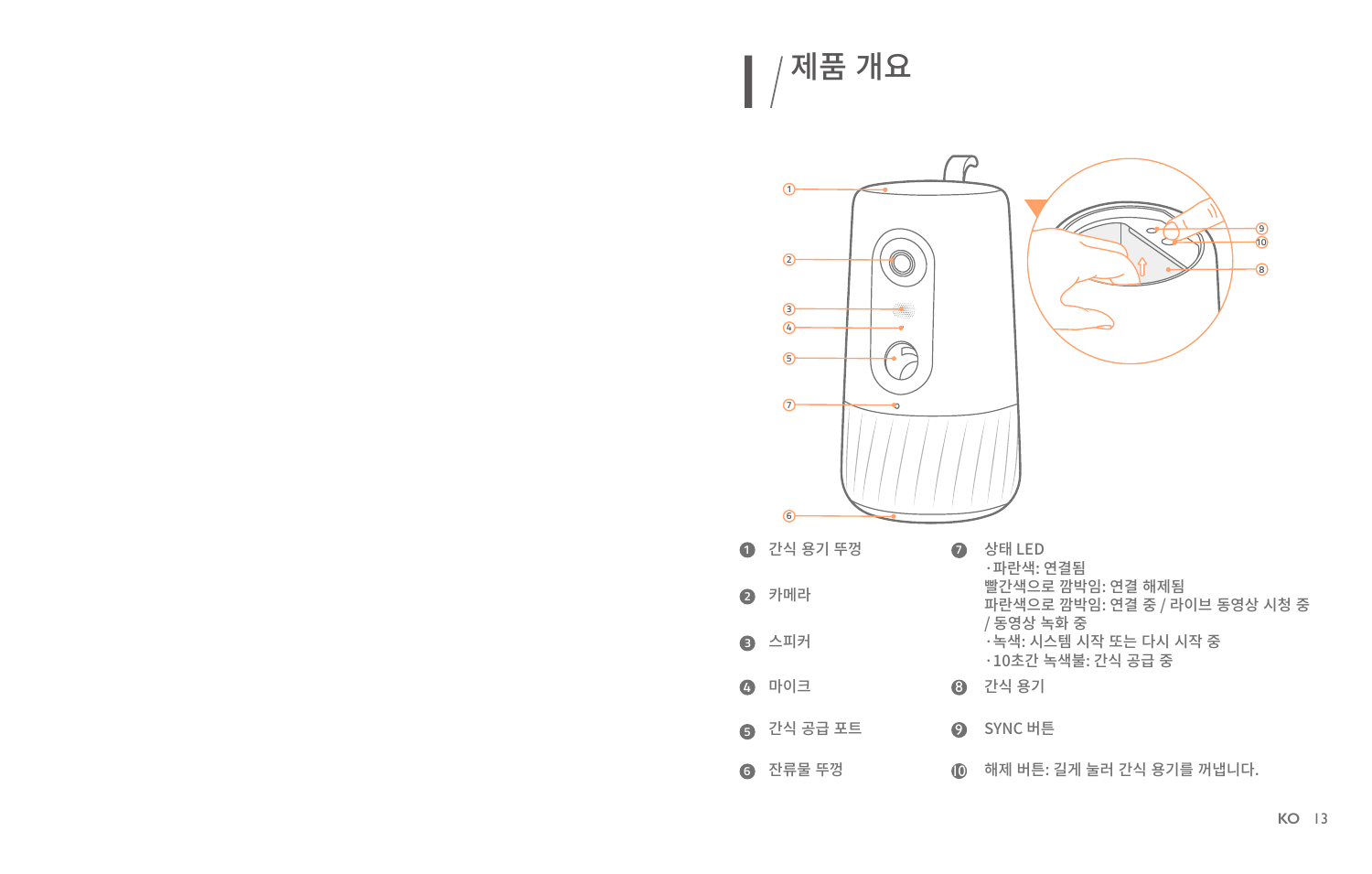# 제품 개요

❶ 간식 용기 뚜껑

❷ 카메라

❸ 스피커

❹ 마이크

❺ 간식 공급 포트

❻ 잔류물 뚜껑

❼ 상태 LED
- 파란색: 연결됨
  빨간색으로 깜박임: 연결 해제됨
  파란색으로 깜박임: 연결 중 / 라이브 동영상 시청 중 / 동영상 녹화 중
- 녹색: 시스템 시작 또는 다시 시작 중
- 10초간 녹색불: 간식 공급 중

❽ 간식 용기

❾ SYNC 버튼

❿ 해제 버튼: 길게 눌러 간식 용기를 꺼냅니다.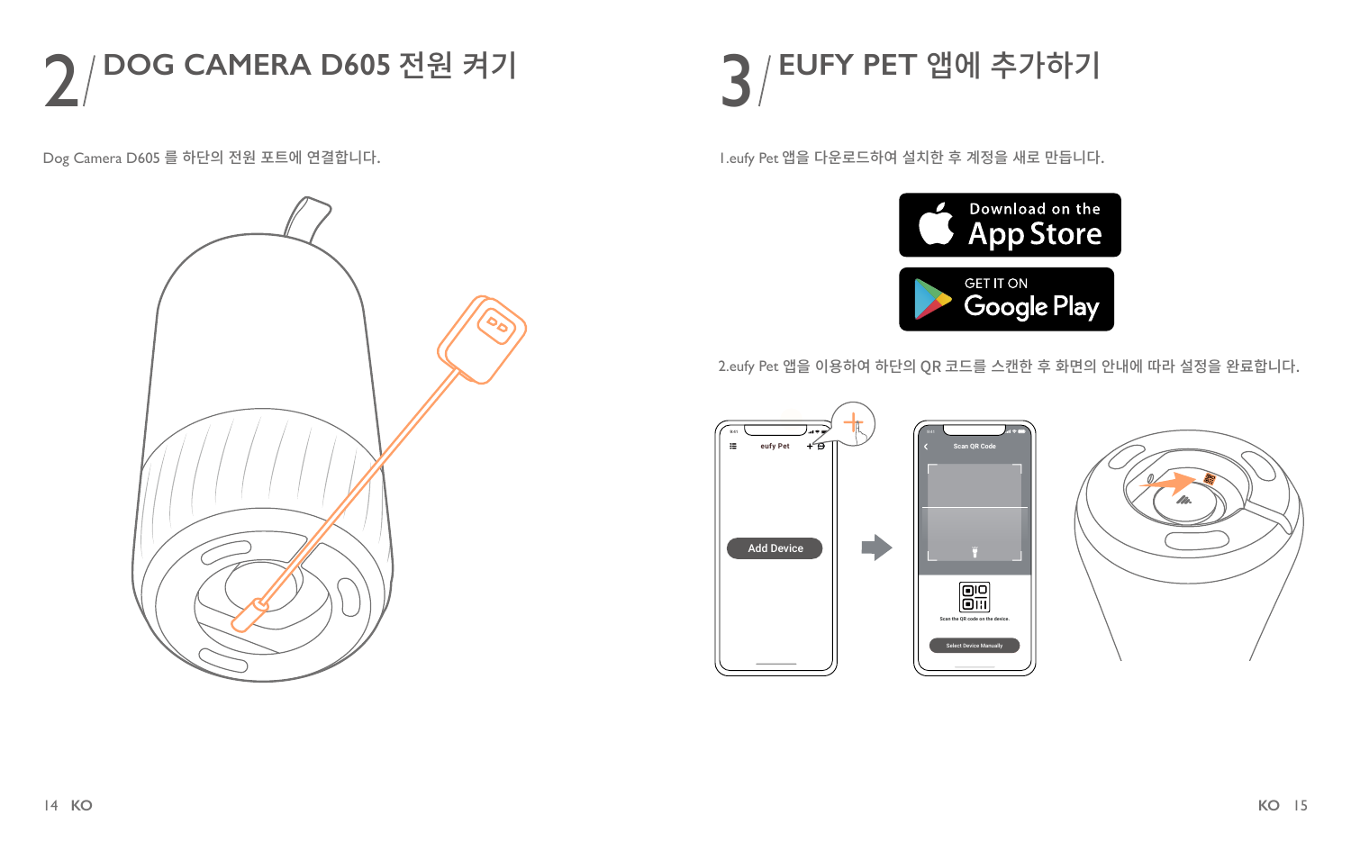## 2 / DOG CAMERA D605 전원 켜기

Dog Camera D605 를 하단의 전원 포트에 연결합니다.

## 3 / EUFY PET 앱에 추가하기

1.eufy Pet 앱을 다운로드하여 설치한 후 계정을 새로 만듭니다.

Download on the App Store

GET IT ON Google Play

2.eufy Pet 앱을 이용하여 하단의 QR 코드를 스캔한 후 화면의 안내에 따라 설정을 완료합니다.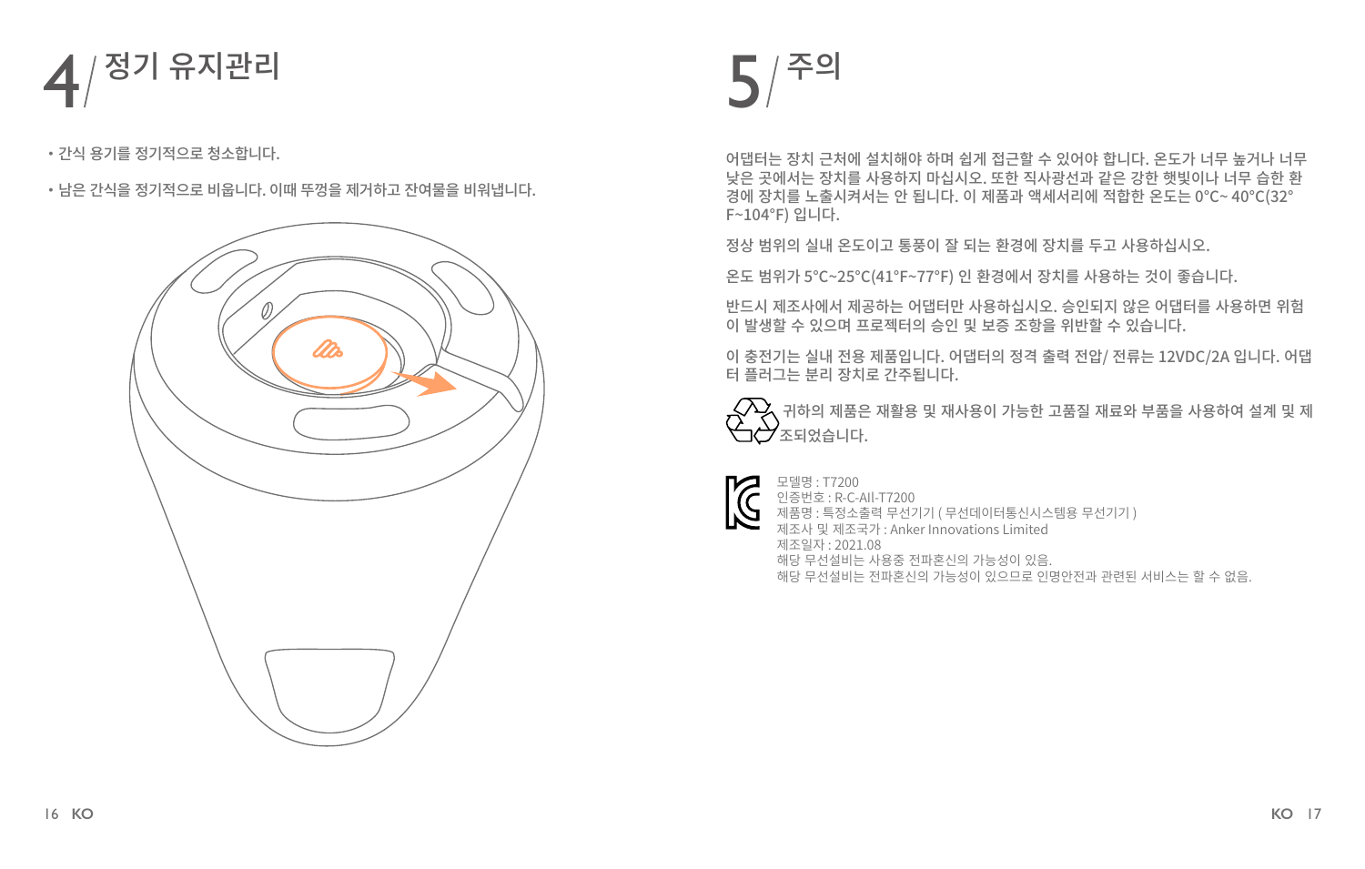# 4 / 정기 유지관리

- 간식 용기를 정기적으로 청소합니다.
- 남은 간식을 정기적으로 비웁니다. 이때 뚜껑을 제거하고 잔여물을 비워냅니다.

# 5 / 주의

어댑터는 장치 근처에 설치해야 하며 쉽게 접근할 수 있어야 합니다. 온도가 너무 높거나 너무 낮은 곳에서는 장치를 사용하지 마십시오. 또한 직사광선과 같은 강한 햇빛이나 너무 습한 환경에 장치를 노출시켜서는 안 됩니다. 이 제품과 액세서리에 적합한 온도는 0°C~ 40°C(32° F~104°F) 입니다.

정상 범위의 실내 온도이고 통풍이 잘 되는 환경에 장치를 두고 사용하십시오.

온도 범위가 5°C~25°C(41°F~77°F) 인 환경에서 장치를 사용하는 것이 좋습니다.

반드시 제조사에서 제공하는 어댑터만 사용하십시오. 승인되지 않은 어댑터를 사용하면 위험이 발생할 수 있으며 프로젝터의 승인 및 보증 조항을 위반할 수 있습니다.

이 충전기는 실내 전용 제품입니다. 어댑터의 정격 출력 전압/ 전류는 12VDC/2A 입니다. 어댑터 플러그는 분리 장치로 간주됩니다.

귀하의 제품은 재활용 및 재사용이 가능한 고품질 재료와 부품을 사용하여 설계 및 제조되었습니다.

모델명 : T7200
인증번호 : R-C-AII-T7200
제품명 : 특정소출력 무선기기 ( 무선데이터통신시스템용 무선기기 )
제조사 및 제조국가 : Anker Innovations Limited
제조일자 : 2021.08
해당 무선설비는 사용중 전파혼신의 가능성이 있음.
해당 무선설비는 전파혼신의 가능성이 있으므로 인명안전과 관련된 서비스는 할 수 없음.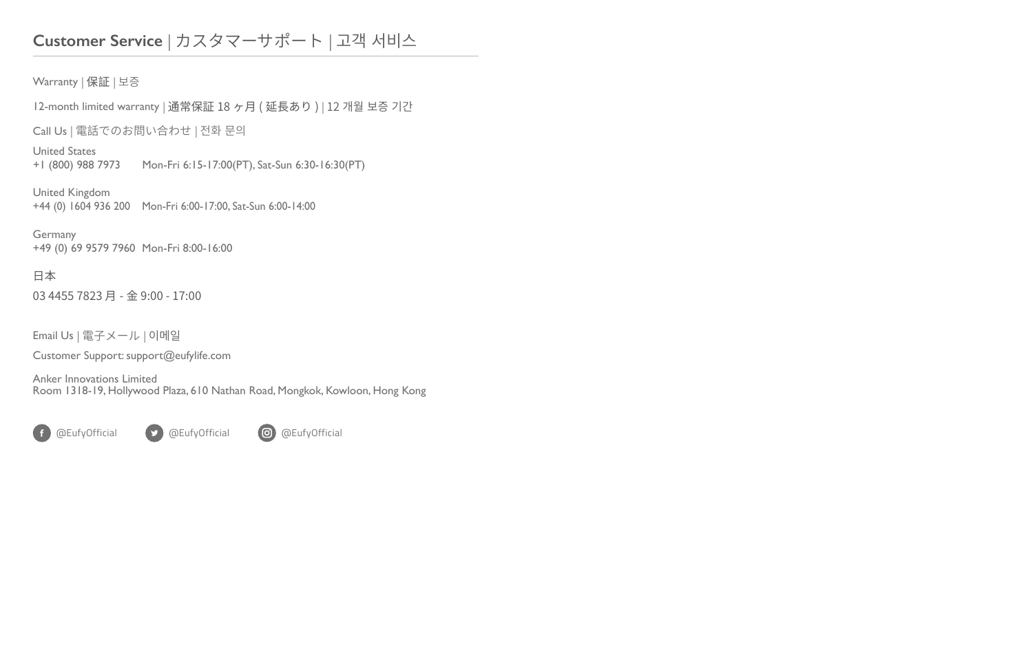## **Customer Service** | カスタマーサポート | 고객 서비스

Warranty | 保証 | 보증

12-month limited warranty | 通常保証 18 ヶ月 ( 延長あり ) | 12 개월 보증 기간

Call Us | 電話でのお問い合わせ | 전화 문의

United States
+1 (800) 988 7973 Mon-Fri 6:15-17:00(PT), Sat-Sun 6:30-16:30(PT)

United Kingdom
+44 (0) 1604 936 200 Mon-Fri 6:00-17:00, Sat-Sun 6:00-14:00

Germany
+49 (0) 69 9579 7960 Mon-Fri 8:00-16:00

日本
03 4455 7823 月 - 金 9:00 - 17:00

Email Us | 電子メール | 이메일

Customer Support: support@eufylife.com

Anker Innovations Limited
Room 1318-19, Hollywood Plaza, 610 Nathan Road, Mongkok, Kowloon, Hong Kong

@EufyOfficial @EufyOfficial @EufyOfficial